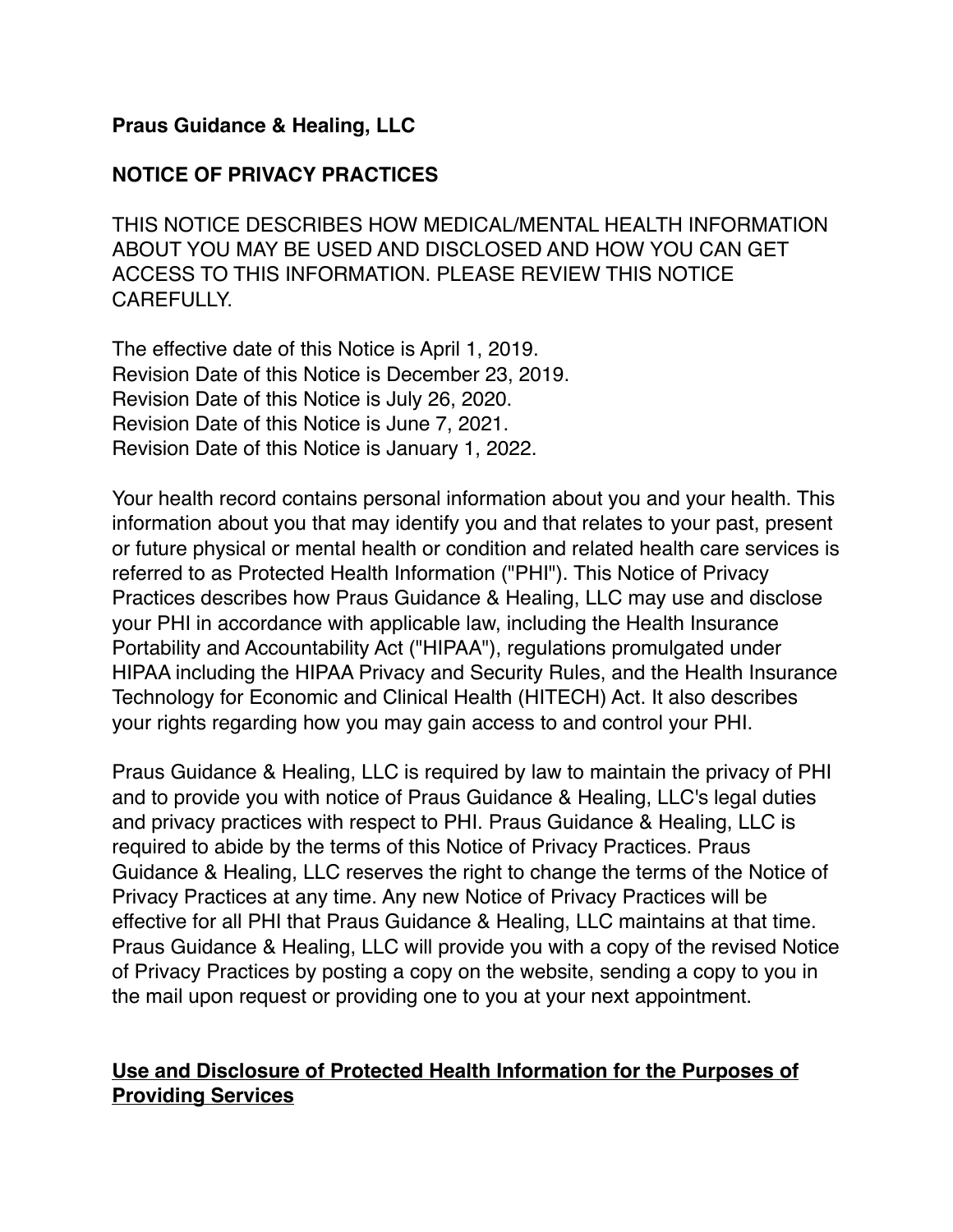**Praus Guidance & Healing, LLC**

**NOTICE OF PRIVACY PRACTICES**

THIS NOTICE DESCRIBES HOW MEDICAL/MENTAL HEALTH INFORMATION ABOUT YOU MAY BE USED AND DISCLOSED AND HOW YOU CAN GET ACCESS TO THIS INFORMATION. PLEASE REVIEW THIS NOTICE CAREFULLY.

The effective date of this Notice is April 1, 2019.
Revision Date of this Notice is December 23, 2019.
Revision Date of this Notice is July 26, 2020.
Revision Date of this Notice is June 7, 2021.
Revision Date of this Notice is January 1, 2022.

Your health record contains personal information about you and your health. This information about you that may identify you and that relates to your past, present or future physical or mental health or condition and related health care services is referred to as Protected Health Information ("PHI"). This Notice of Privacy Practices describes how Praus Guidance & Healing, LLC may use and disclose your PHI in accordance with applicable law, including the Health Insurance Portability and Accountability Act ("HIPAA"), regulations promulgated under HIPAA including the HIPAA Privacy and Security Rules, and the Health Insurance Technology for Economic and Clinical Health (HITECH) Act. It also describes your rights regarding how you may gain access to and control your PHI.

Praus Guidance & Healing, LLC is required by law to maintain the privacy of PHI and to provide you with notice of Praus Guidance & Healing, LLC's legal duties and privacy practices with respect to PHI. Praus Guidance & Healing, LLC is required to abide by the terms of this Notice of Privacy Practices. Praus Guidance & Healing, LLC reserves the right to change the terms of the Notice of Privacy Practices at any time. Any new Notice of Privacy Practices will be effective for all PHI that Praus Guidance & Healing, LLC maintains at that time. Praus Guidance & Healing, LLC will provide you with a copy of the revised Notice of Privacy Practices by posting a copy on the website, sending a copy to you in the mail upon request or providing one to you at your next appointment.

**Use and Disclosure of Protected Health Information for the Purposes of Providing Services**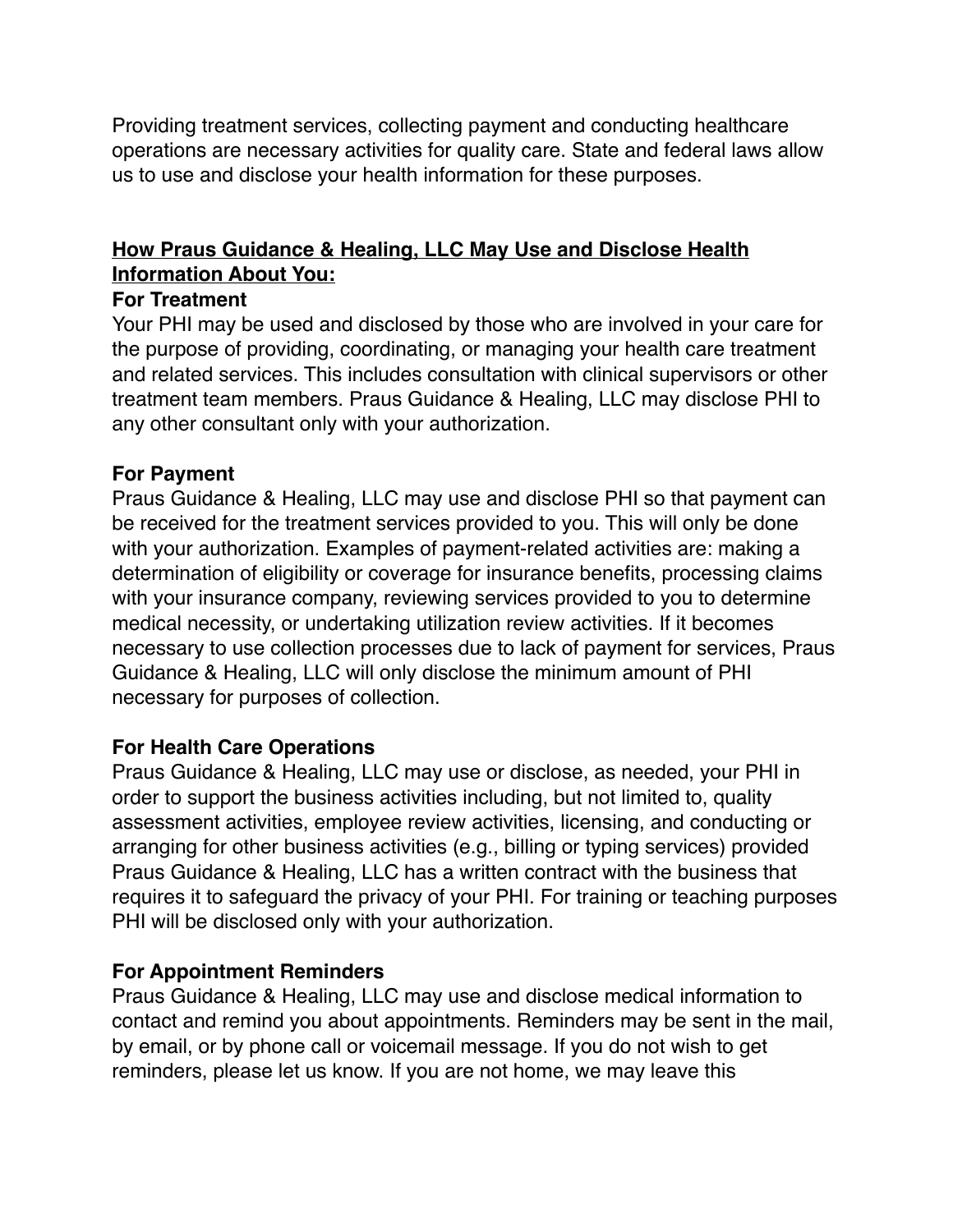Providing treatment services, collecting payment and conducting healthcare operations are necessary activities for quality care. State and federal laws allow us to use and disclose your health information for these purposes.

## **<u>How Praus Guidance & Healing, LLC May Use and Disclose Health Information About You:</u>**

### For Treatment

Your PHI may be used and disclosed by those who are involved in your care for the purpose of providing, coordinating, or managing your health care treatment and related services. This includes consultation with clinical supervisors or other treatment team members. Praus Guidance & Healing, LLC may disclose PHI to any other consultant only with your authorization.

### For Payment

Praus Guidance & Healing, LLC may use and disclose PHI so that payment can be received for the treatment services provided to you. This will only be done with your authorization. Examples of payment-related activities are: making a determination of eligibility or coverage for insurance benefits, processing claims with your insurance company, reviewing services provided to you to determine medical necessity, or undertaking utilization review activities. If it becomes necessary to use collection processes due to lack of payment for services, Praus Guidance & Healing, LLC will only disclose the minimum amount of PHI necessary for purposes of collection.

### For Health Care Operations

Praus Guidance & Healing, LLC may use or disclose, as needed, your PHI in order to support the business activities including, but not limited to, quality assessment activities, employee review activities, licensing, and conducting or arranging for other business activities (e.g., billing or typing services) provided Praus Guidance & Healing, LLC has a written contract with the business that requires it to safeguard the privacy of your PHI. For training or teaching purposes PHI will be disclosed only with your authorization.

### For Appointment Reminders

Praus Guidance & Healing, LLC may use and disclose medical information to contact and remind you about appointments. Reminders may be sent in the mail, by email, or by phone call or voicemail message. If you do not wish to get reminders, please let us know. If you are not home, we may leave this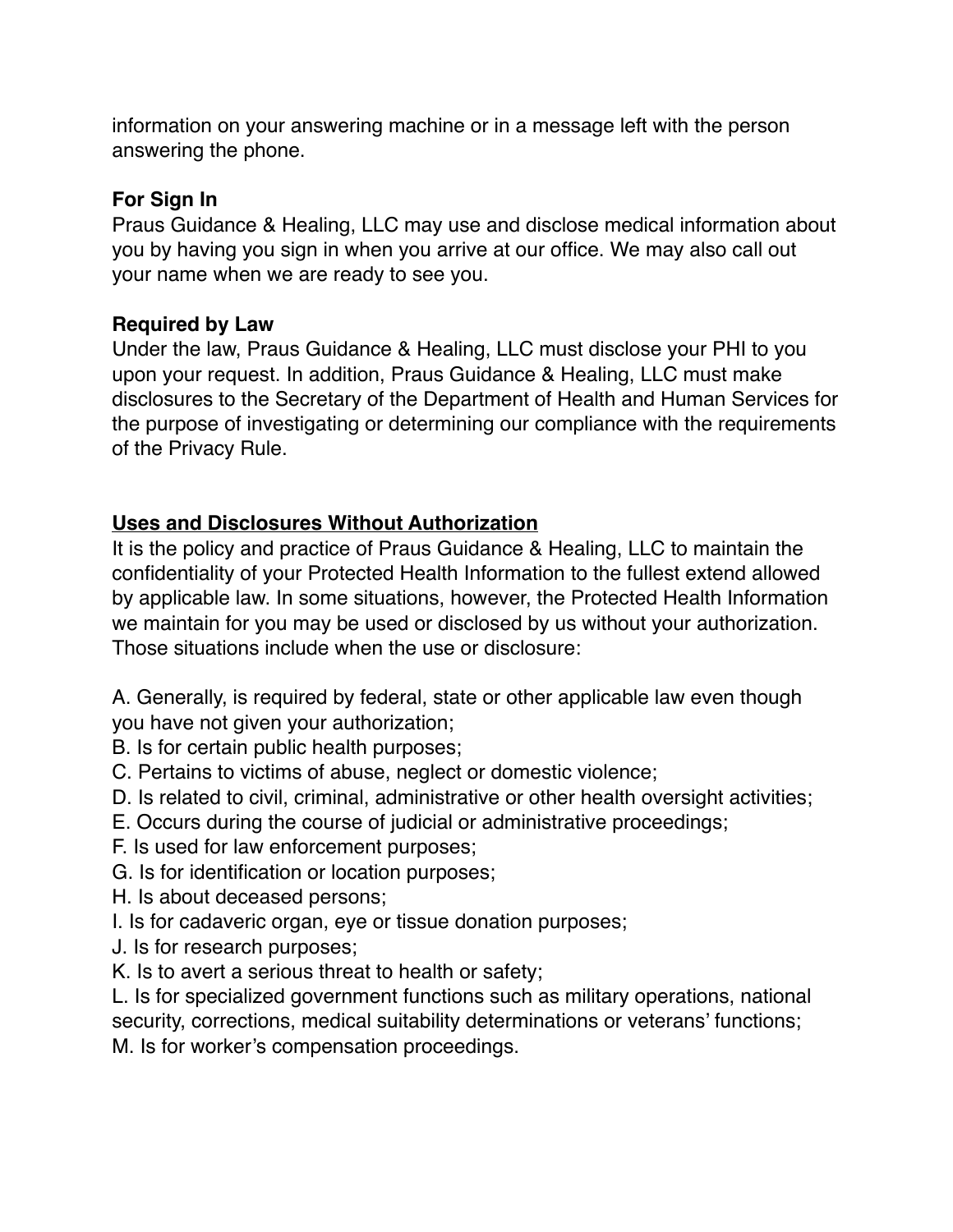information on your answering machine or in a message left with the person answering the phone.

**For Sign In**

Praus Guidance & Healing, LLC may use and disclose medical information about you by having you sign in when you arrive at our office. We may also call out your name when we are ready to see you.

**Required by Law**

Under the law, Praus Guidance & Healing, LLC must disclose your PHI to you upon your request. In addition, Praus Guidance & Healing, LLC must make disclosures to the Secretary of the Department of Health and Human Services for the purpose of investigating or determining our compliance with the requirements of the Privacy Rule.

**<u>Uses and Disclosures Without Authorization</u>**

It is the policy and practice of Praus Guidance & Healing, LLC to maintain the confidentiality of your Protected Health Information to the fullest extend allowed by applicable law. In some situations, however, the Protected Health Information we maintain for you may be used or disclosed by us without your authorization. Those situations include when the use or disclosure:

A. Generally, is required by federal, state or other applicable law even though you have not given your authorization;
B. Is for certain public health purposes;
C. Pertains to victims of abuse, neglect or domestic violence;
D. Is related to civil, criminal, administrative or other health oversight activities;
E. Occurs during the course of judicial or administrative proceedings;
F. Is used for law enforcement purposes;
G. Is for identification or location purposes;
H. Is about deceased persons;
I. Is for cadaveric organ, eye or tissue donation purposes;
J. Is for research purposes;
K. Is to avert a serious threat to health or safety;
L. Is for specialized government functions such as military operations, national security, corrections, medical suitability determinations or veterans' functions;
M. Is for worker's compensation proceedings.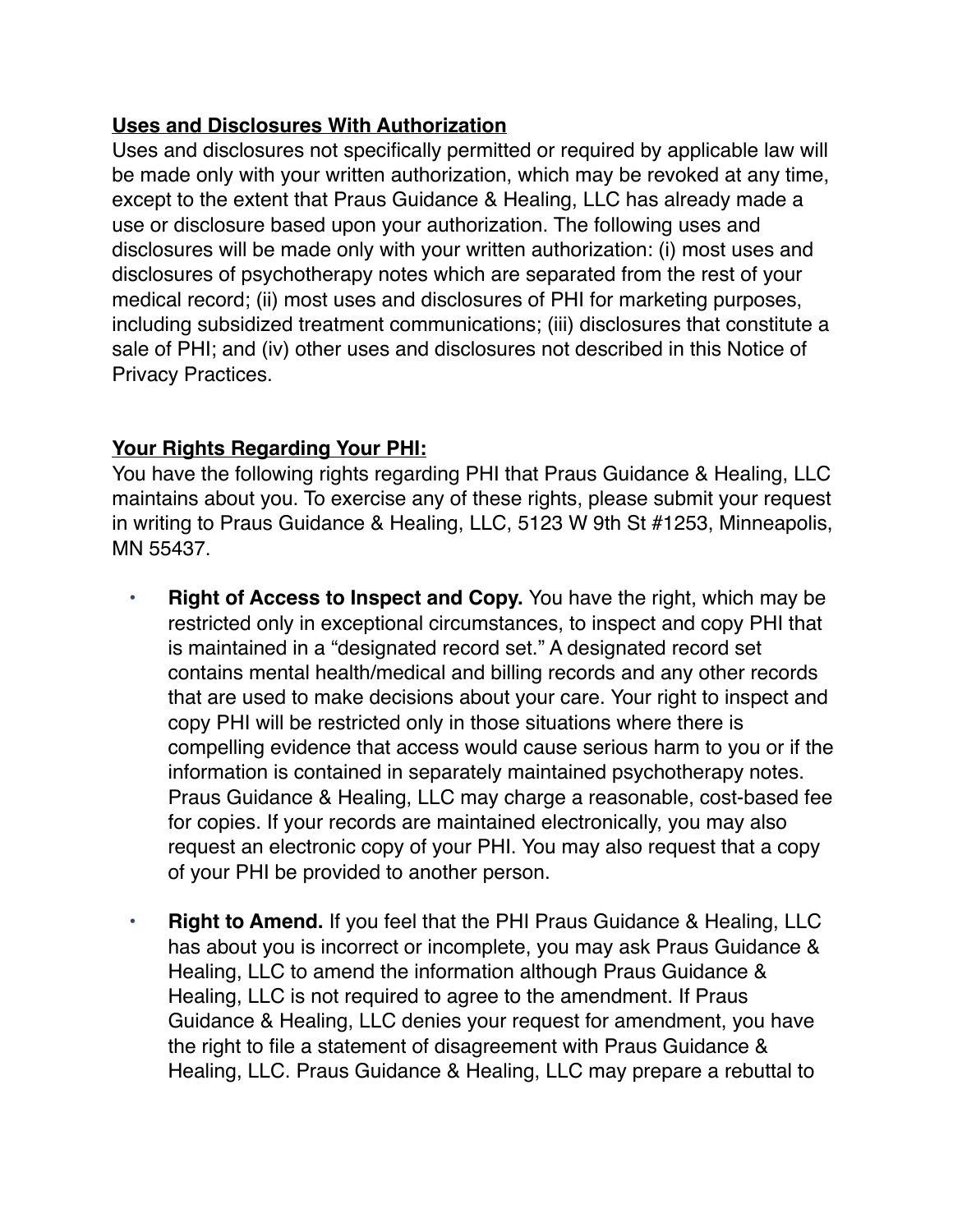**Uses and Disclosures With Authorization**

Uses and disclosures not specifically permitted or required by applicable law will be made only with your written authorization, which may be revoked at any time, except to the extent that Praus Guidance & Healing, LLC has already made a use or disclosure based upon your authorization. The following uses and disclosures will be made only with your written authorization: (i) most uses and disclosures of psychotherapy notes which are separated from the rest of your medical record; (ii) most uses and disclosures of PHI for marketing purposes, including subsidized treatment communications; (iii) disclosures that constitute a sale of PHI; and (iv) other uses and disclosures not described in this Notice of Privacy Practices.

**Your Rights Regarding Your PHI:**

You have the following rights regarding PHI that Praus Guidance & Healing, LLC maintains about you. To exercise any of these rights, please submit your request in writing to Praus Guidance & Healing, LLC, 5123 W 9th St #1253, Minneapolis, MN 55437.

- **Right of Access to Inspect and Copy.** You have the right, which may be restricted only in exceptional circumstances, to inspect and copy PHI that is maintained in a "designated record set." A designated record set contains mental health/medical and billing records and any other records that are used to make decisions about your care. Your right to inspect and copy PHI will be restricted only in those situations where there is compelling evidence that access would cause serious harm to you or if the information is contained in separately maintained psychotherapy notes. Praus Guidance & Healing, LLC may charge a reasonable, cost-based fee for copies. If your records are maintained electronically, you may also request an electronic copy of your PHI. You may also request that a copy of your PHI be provided to another person.

- **Right to Amend.** If you feel that the PHI Praus Guidance & Healing, LLC has about you is incorrect or incomplete, you may ask Praus Guidance & Healing, LLC to amend the information although Praus Guidance & Healing, LLC is not required to agree to the amendment. If Praus Guidance & Healing, LLC denies your request for amendment, you have the right to file a statement of disagreement with Praus Guidance & Healing, LLC. Praus Guidance & Healing, LLC may prepare a rebuttal to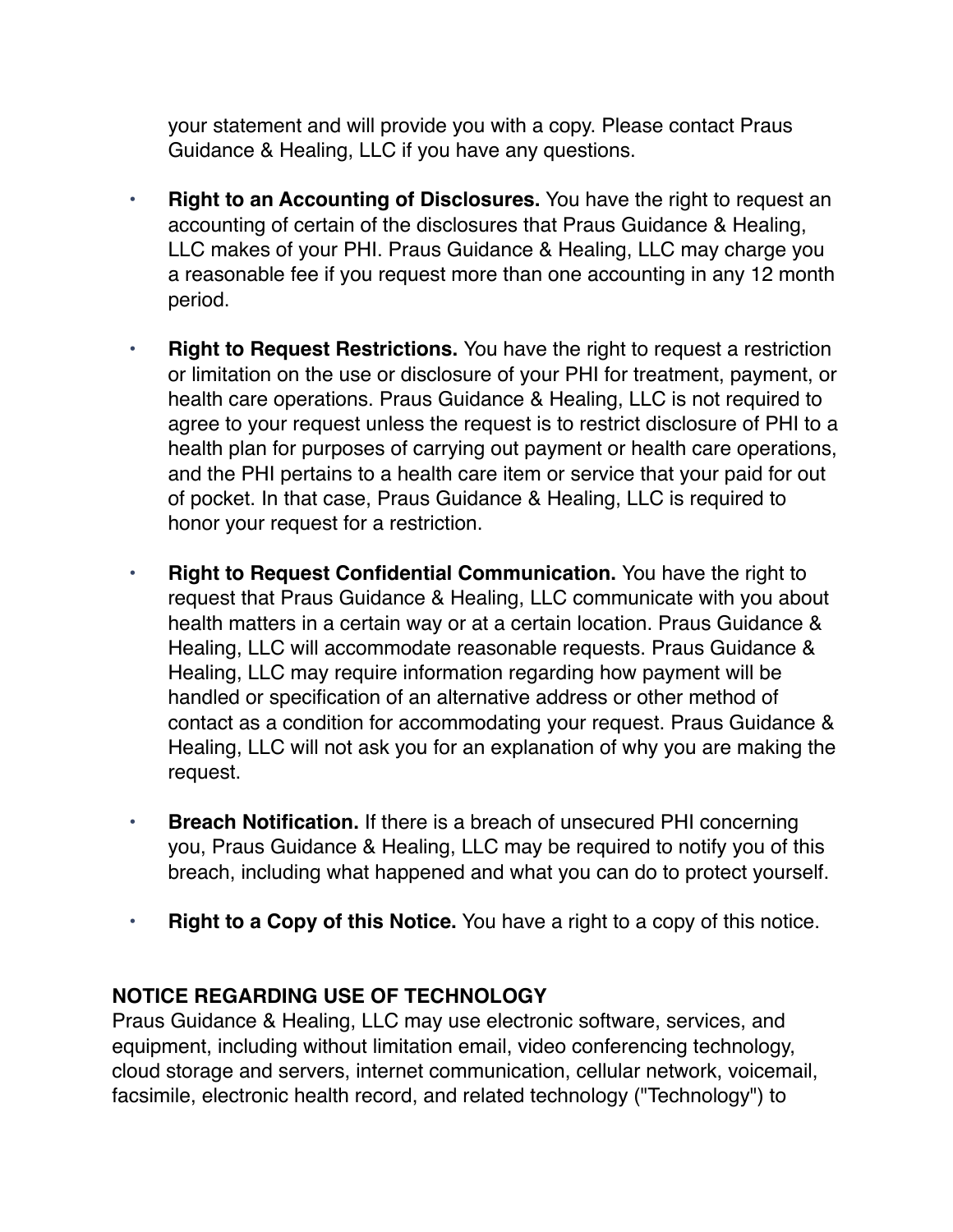your statement and will provide you with a copy. Please contact Praus Guidance & Healing, LLC if you have any questions.

- **Right to an Accounting of Disclosures.** You have the right to request an accounting of certain of the disclosures that Praus Guidance & Healing, LLC makes of your PHI. Praus Guidance & Healing, LLC may charge you a reasonable fee if you request more than one accounting in any 12 month period.

- **Right to Request Restrictions.** You have the right to request a restriction or limitation on the use or disclosure of your PHI for treatment, payment, or health care operations. Praus Guidance & Healing, LLC is not required to agree to your request unless the request is to restrict disclosure of PHI to a health plan for purposes of carrying out payment or health care operations, and the PHI pertains to a health care item or service that your paid for out of pocket. In that case, Praus Guidance & Healing, LLC is required to honor your request for a restriction.

- **Right to Request Confidential Communication.** You have the right to request that Praus Guidance & Healing, LLC communicate with you about health matters in a certain way or at a certain location. Praus Guidance & Healing, LLC will accommodate reasonable requests. Praus Guidance & Healing, LLC may require information regarding how payment will be handled or specification of an alternative address or other method of contact as a condition for accommodating your request. Praus Guidance & Healing, LLC will not ask you for an explanation of why you are making the request.

- **Breach Notification.** If there is a breach of unsecured PHI concerning you, Praus Guidance & Healing, LLC may be required to notify you of this breach, including what happened and what you can do to protect yourself.

- **Right to a Copy of this Notice.** You have a right to a copy of this notice.

**NOTICE REGARDING USE OF TECHNOLOGY**

Praus Guidance & Healing, LLC may use electronic software, services, and equipment, including without limitation email, video conferencing technology, cloud storage and servers, internet communication, cellular network, voicemail, facsimile, electronic health record, and related technology ("Technology") to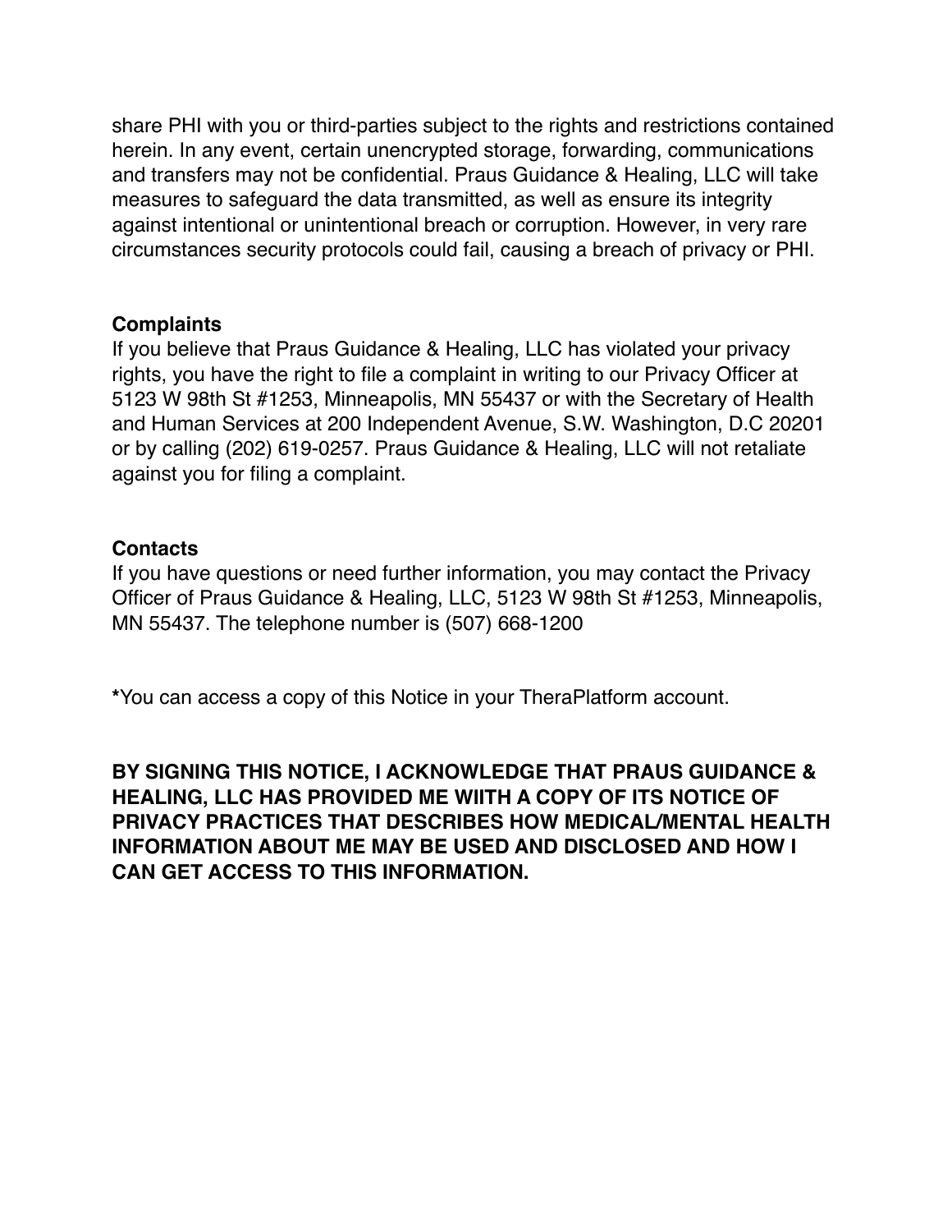share PHI with you or third-parties subject to the rights and restrictions contained herein. In any event, certain unencrypted storage, forwarding, communications and transfers may not be confidential. Praus Guidance & Healing, LLC will take measures to safeguard the data transmitted, as well as ensure its integrity against intentional or unintentional breach or corruption. However, in very rare circumstances security protocols could fail, causing a breach of privacy or PHI.

**Complaints**
If you believe that Praus Guidance & Healing, LLC has violated your privacy rights, you have the right to file a complaint in writing to our Privacy Officer at 5123 W 98th St #1253, Minneapolis, MN 55437 or with the Secretary of Health and Human Services at 200 Independent Avenue, S.W. Washington, D.C 20201 or by calling (202) 619-0257. Praus Guidance & Healing, LLC will not retaliate against you for filing a complaint.

**Contacts**
If you have questions or need further information, you may contact the Privacy Officer of Praus Guidance & Healing, LLC, 5123 W 98th St #1253, Minneapolis, MN 55437. The telephone number is (507) 668-1200

**\***You can access a copy of this Notice in your TheraPlatform account.

**BY SIGNING THIS NOTICE, I ACKNOWLEDGE THAT PRAUS GUIDANCE & HEALING, LLC HAS PROVIDED ME WIITH A COPY OF ITS NOTICE OF PRIVACY PRACTICES THAT DESCRIBES HOW MEDICAL/MENTAL HEALTH INFORMATION ABOUT ME MAY BE USED AND DISCLOSED AND HOW I CAN GET ACCESS TO THIS INFORMATION.**